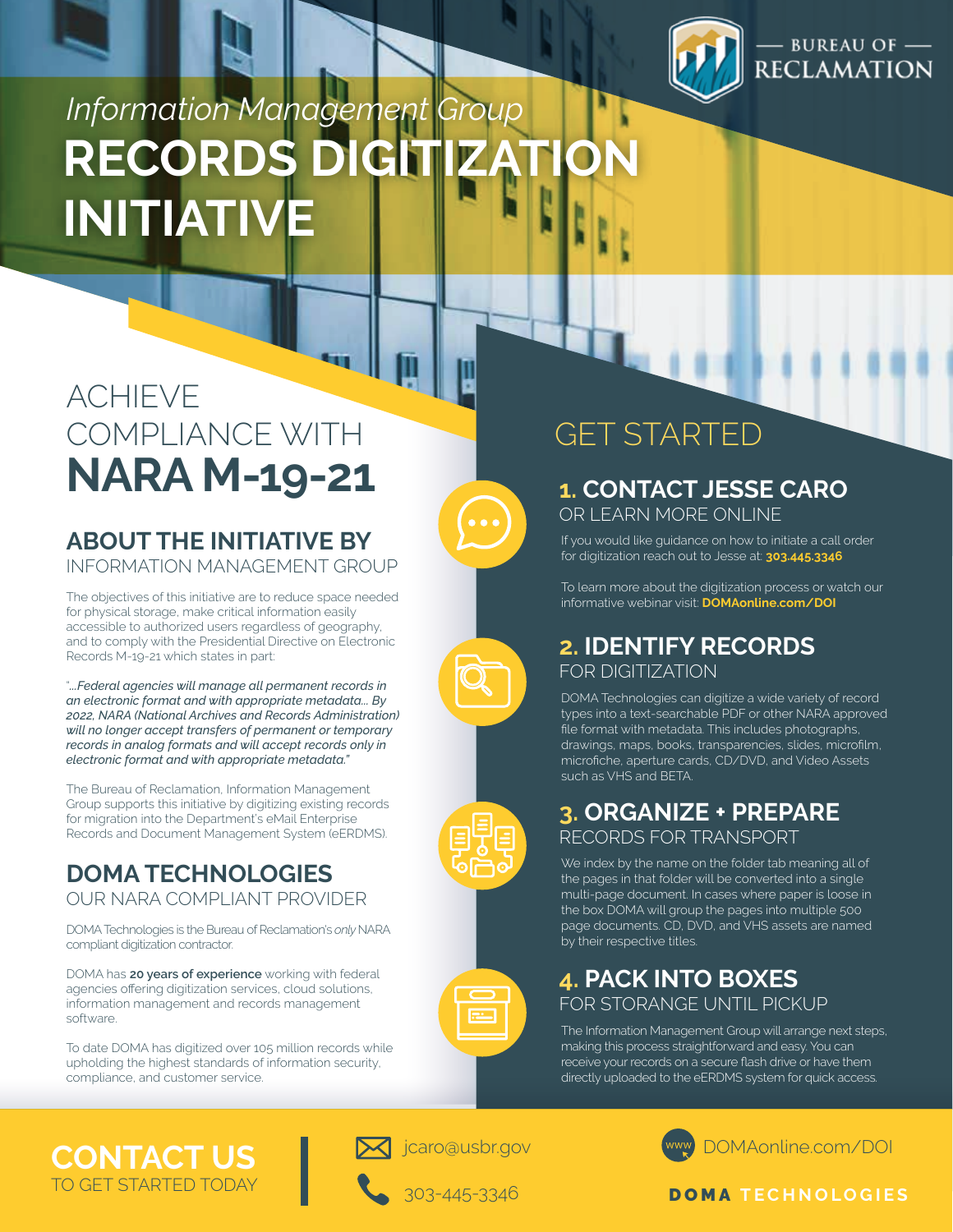BUREAU OF RECLAMATION

*Information Management Group*

# RECORDS DIGITIZATION INITIATIVE

## ACHIEVE COMPLIANCE WITH **NARA M-19-21**

### ABOUT THE INITIATIVE BY
INFORMATION MANAGEMENT GROUP

The objectives of this initiative are to reduce space needed for physical storage, make critical information easily accessible to authorized users regardless of geography, and to comply with the Presidential Directive on Electronic Records M-19-21 which states in part:

"*...Federal agencies will manage all permanent records in an electronic format and with appropriate metadata... By 2022, NARA (National Archives and Records Administration) will no longer accept transfers of permanent or temporary records in analog formats and will accept records only in electronic format and with appropriate metadata.*"

The Bureau of Reclamation, Information Management Group supports this initiative by digitizing existing records for migration into the Department's eMail Enterprise Records and Document Management System (eERDMS).

### DOMA TECHNOLOGIES
OUR NARA COMPLIANT PROVIDER

DOMA Technologies is the Bureau of Reclamation's *only* NARA compliant digitization contractor.

DOMA has **20 years of experience** working with federal agencies offering digitization services, cloud solutions, information management and records management software.

To date DOMA has digitized over 105 million records while upholding the highest standards of information security, compliance, and customer service.

## GET STARTED

### 1. CONTACT JESSE CARO
OR LEARN MORE ONLINE

If you would like guidance on how to initiate a call order for digitization reach out to Jesse at: **303.445.3346**

To learn more about the digitization process or watch our informative webinar visit: **DOMAonline.com/DOI**

### 2. IDENTIFY RECORDS
FOR DIGITIZATION

DOMA Technologies can digitize a wide variety of record types into a text-searchable PDF or other NARA approved file format with metadata. This includes photographs, drawings, maps, books, transparencies, slides, microfilm, microfiche, aperture cards, CD/DVD, and Video Assets such as VHS and BETA.

### 3. ORGANIZE + PREPARE
RECORDS FOR TRANSPORT

We index by the name on the folder tab meaning all of the pages in that folder will be converted into a single multi-page document. In cases where paper is loose in the box DOMA will group the pages into multiple 500 page documents. CD, DVD, and VHS assets are named by their respective titles.

### 4. PACK INTO BOXES
FOR STORANGE UNTIL PICKUP

The Information Management Group will arrange next steps, making this process straightforward and easy. You can receive your records on a secure flash drive or have them directly uploaded to the eERDMS system for quick access.

## CONTACT US
TO GET STARTED TODAY

jcaro@usbr.gov

303-445-3346

DOMAonline.com/DOI

**DOMA TECHNOLOGIES**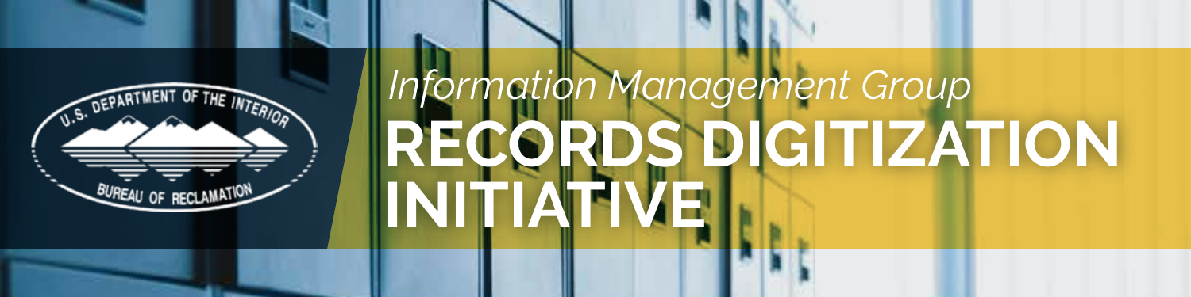U.S. DEPARTMENT OF THE INTERIOR
BUREAU OF RECLAMATION

*Information Management Group*

# RECORDS DIGITIZATION INITIATIVE